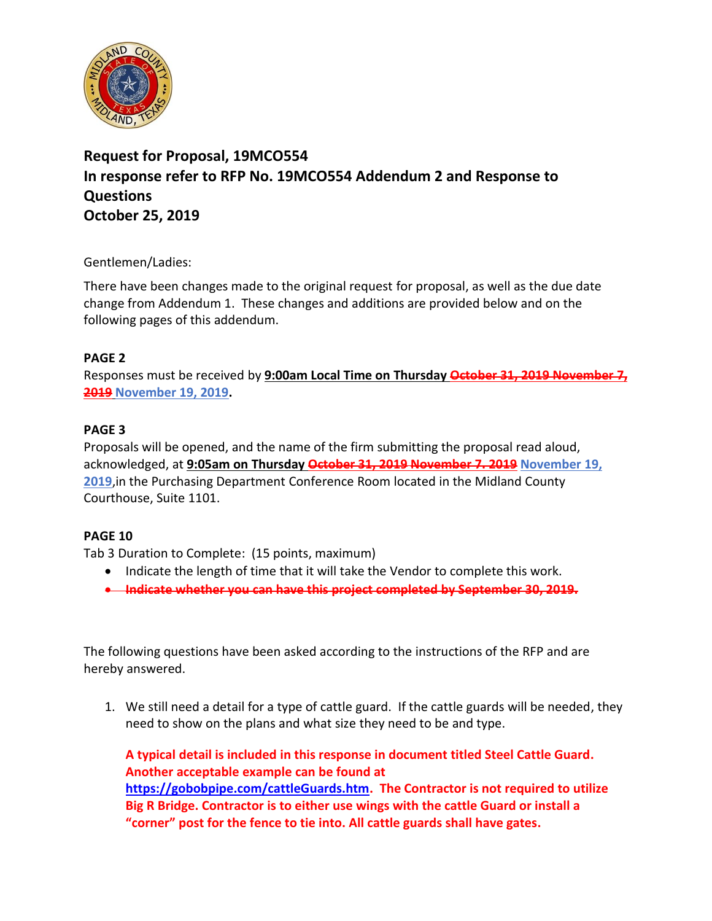**Request for Proposal, 19MCO554**
**In response refer to RFP No. 19MCO554 Addendum 2 and Response to Questions**
**October 25, 2019**

Gentlemen/Ladies:

There have been changes made to the original request for proposal, as well as the due date change from Addendum 1. These changes and additions are provided below and on the following pages of this addendum.

**PAGE 2**

Responses must be received by **9:00am Local Time on Thursday** ~~October 31, 2019 November 7, 2019~~ November 19, 2019**.**

**PAGE 3**

Proposals will be opened, and the name of the firm submitting the proposal read aloud, acknowledged, at **9:05am on Thursday** ~~October 31, 2019 November 7. 2019~~ **November 19, 2019**,in the Purchasing Department Conference Room located in the Midland County Courthouse, Suite 1101.

**PAGE 10**

Tab 3 Duration to Complete: (15 points, maximum)

- Indicate the length of time that it will take the Vendor to complete this work.
- ~~**Indicate whether you can have this project completed by September 30, 2019.**~~

The following questions have been asked according to the instructions of the RFP and are hereby answered.

1. We still need a detail for a type of cattle guard. If the cattle guards will be needed, they need to show on the plans and what size they need to be and type.

   **A typical detail is included in this response in document titled Steel Cattle Guard. Another acceptable example can be found at https://gobobpipe.com/cattleGuards.htm. The Contractor is not required to utilize Big R Bridge. Contractor is to either use wings with the cattle Guard or install a "corner" post for the fence to tie into. All cattle guards shall have gates.**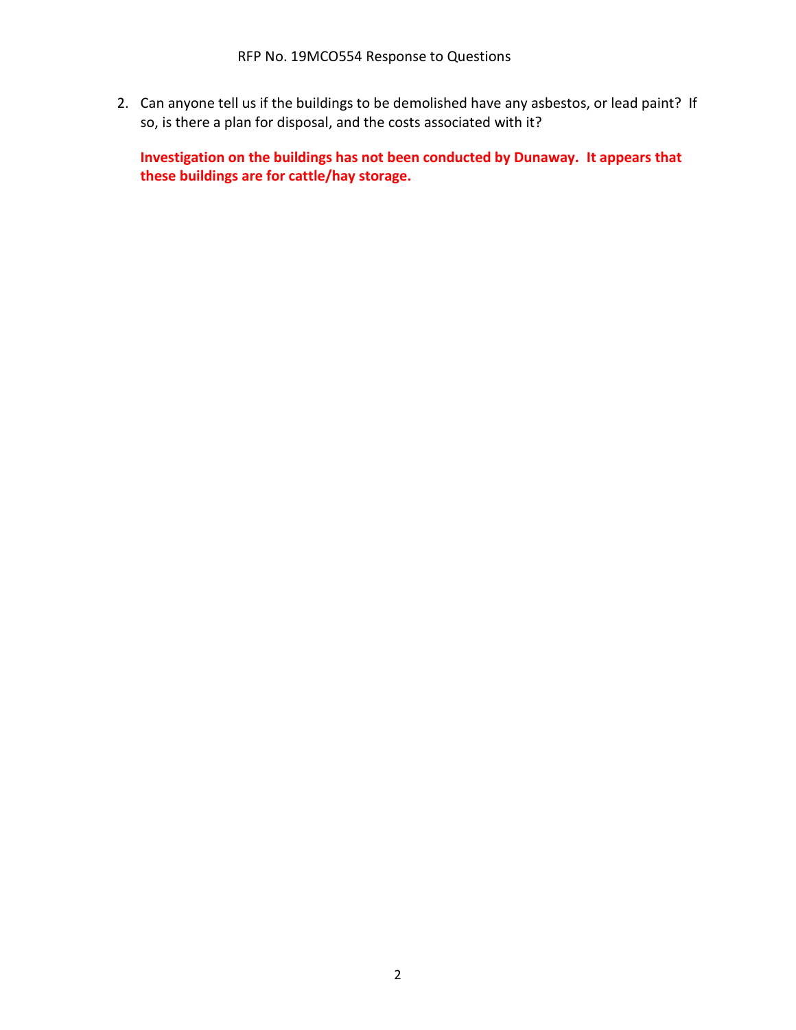2. Can anyone tell us if the buildings to be demolished have any asbestos, or lead paint? If so, is there a plan for disposal, and the costs associated with it?

   **Investigation on the buildings has not been conducted by Dunaway. It appears that these buildings are for cattle/hay storage.**